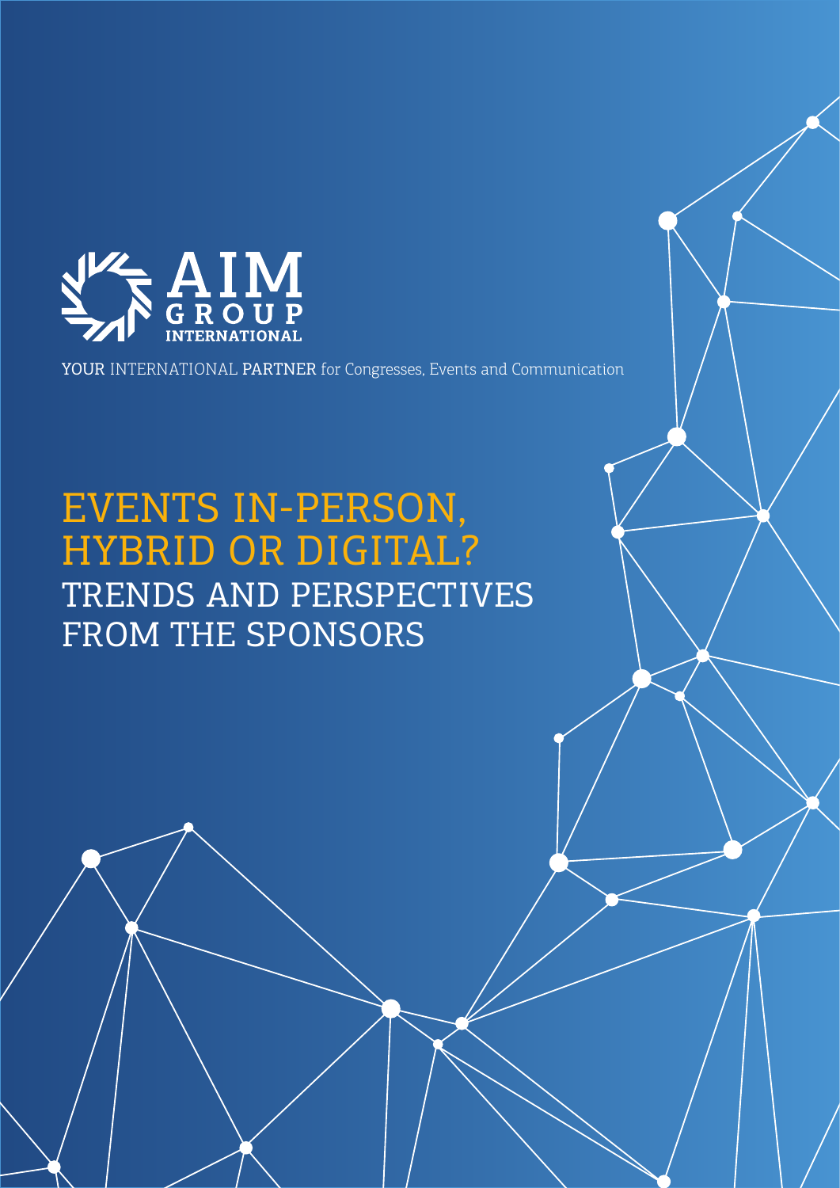AIM GROUP INTERNATIONAL

YOUR INTERNATIONAL PARTNER for Congresses, Events and Communication

# EVENTS IN-PERSON, HYBRID OR DIGITAL?

## TRENDS AND PERSPECTIVES FROM THE SPONSORS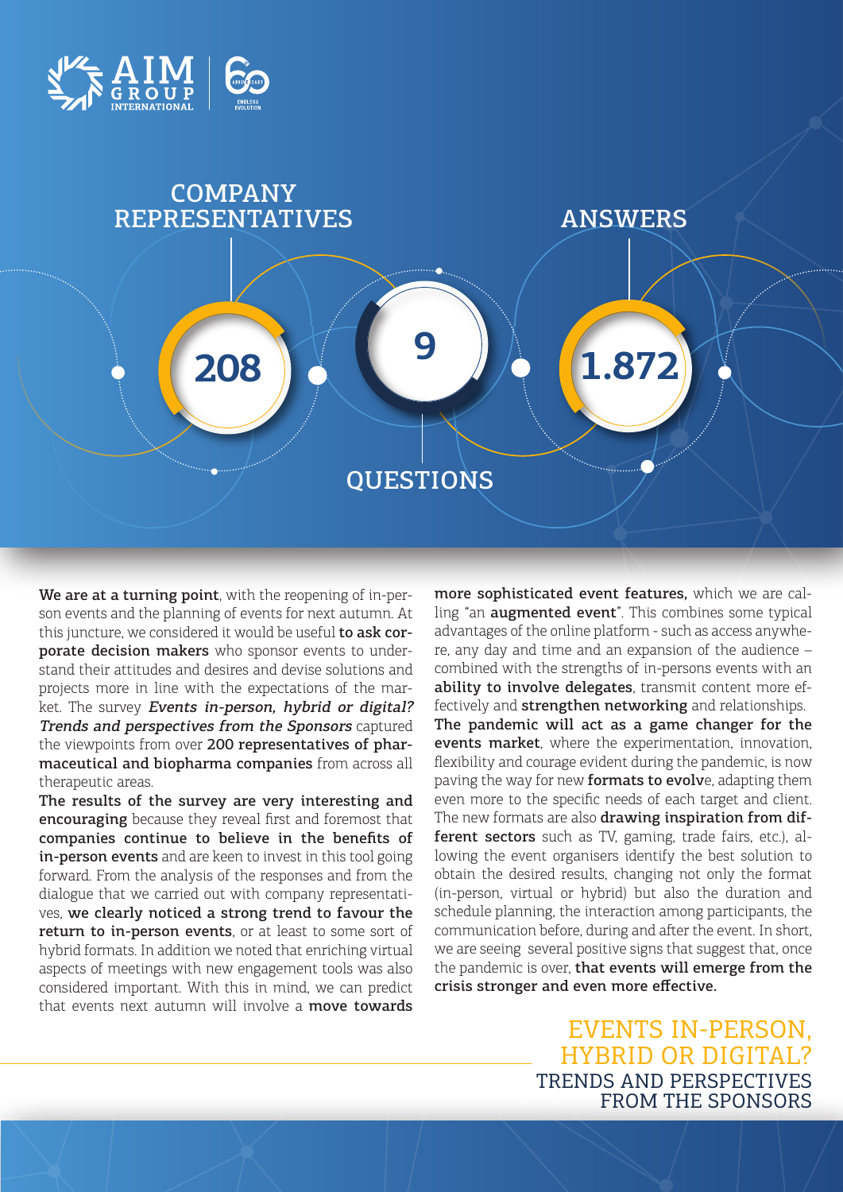AIM GROUP INTERNATIONAL

**208** COMPANY REPRESENTATIVES

**9** QUESTIONS

**1.872** ANSWERS

**We are at a turning point**, with the reopening of in-person events and the planning of events for next autumn. At this juncture, we considered it would be useful **to ask corporate decision makers** who sponsor events to understand their attitudes and desires and devise solutions and projects more in line with the expectations of the market. The survey ***Events in-person, hybrid or digital? Trends and perspectives from the Sponsors*** captured the viewpoints from over **200 representatives of pharmaceutical and biopharma companies** from across all therapeutic areas.

**The results of the survey are very interesting and encouraging** because they reveal first and foremost that **companies continue to believe in the benefits of in-person events** and are keen to invest in this tool going forward. From the analysis of the responses and from the dialogue that we carried out with company representatives, **we clearly noticed a strong trend to favour the return to in-person events**, or at least to some sort of hybrid formats. In addition we noted that enriching virtual aspects of meetings with new engagement tools was also considered important. With this in mind, we can predict that events next autumn will involve a **move towards more sophisticated event features,** which we are calling "an **augmented event**". This combines some typical advantages of the online platform - such as access anywhere, any day and time and an expansion of the audience – combined with the strengths of in-persons events with an **ability to involve delegates**, transmit content more effectively and **strengthen networking** and relationships.

**The pandemic will act as a game changer for the events market**, where the experimentation, innovation, flexibility and courage evident during the pandemic, is now paving the way for new **formats to evolv**e, adapting them even more to the specific needs of each target and client. The new formats are also **drawing inspiration from different sectors** such as TV, gaming, trade fairs, etc.), allowing the event organisers identify the best solution to obtain the desired results, changing not only the format (in-person, virtual or hybrid) but also the duration and schedule planning, the interaction among participants, the communication before, during and after the event. In short, we are seeing several positive signs that suggest that, once the pandemic is over, **that events will emerge from the crisis stronger and even more effective.**

## EVENTS IN-PERSON, HYBRID OR DIGITAL?
### TRENDS AND PERSPECTIVES FROM THE SPONSORS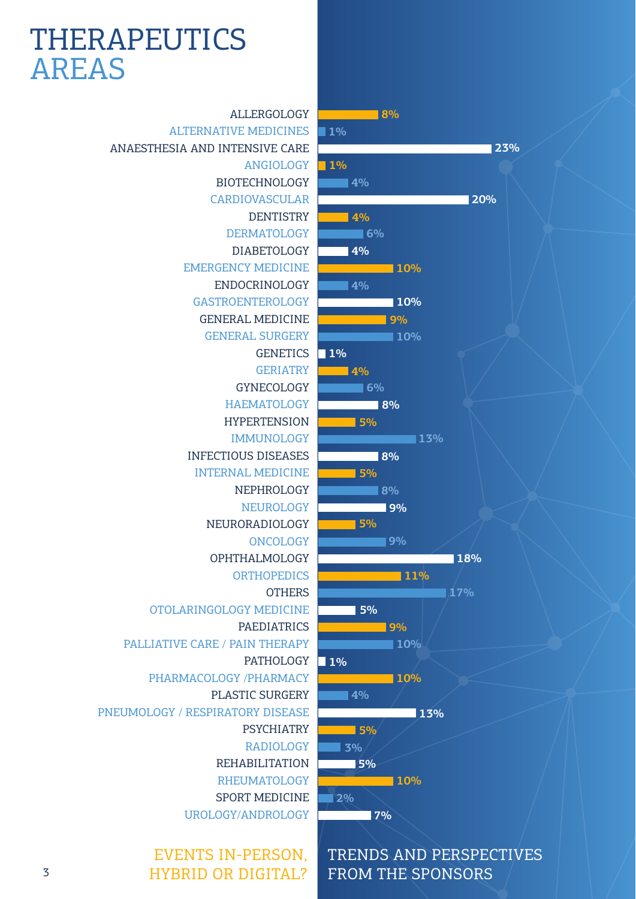# THERAPEUTICS AREAS

| Therapeutic area | % |
|---|---|
| ALLERGOLOGY | 8% |
| ALTERNATIVE MEDICINES | 1% |
| ANAESTHESIA AND INTENSIVE CARE | 23% |
| ANGIOLOGY | 1% |
| BIOTECHNOLOGY | 4% |
| CARDIOVASCULAR | 20% |
| DENTISTRY | 4% |
| DERMATOLOGY | 6% |
| DIABETOLOGY | 4% |
| EMERGENCY MEDICINE | 10% |
| ENDOCRINOLOGY | 4% |
| GASTROENTEROLOGY | 10% |
| GENERAL MEDICINE | 9% |
| GENERAL SURGERY | 10% |
| GENETICS | 1% |
| GERIATRY | 4% |
| GYNECOLOGY | 6% |
| HAEMATOLOGY | 8% |
| HYPERTENSION | 5% |
| IMMUNOLOGY | 13% |
| INFECTIOUS DISEASES | 8% |
| INTERNAL MEDICINE | 5% |
| NEPHROLOGY | 8% |
| NEUROLOGY | 9% |
| NEURORADIOLOGY | 5% |
| ONCOLOGY | 9% |
| OPHTHALMOLOGY | 18% |
| ORTHOPEDICS | 11% |
| OTHERS | 17% |
| OTOLARINGOLOGY MEDICINE | 5% |
| PAEDIATRICS | 9% |
| PALLIATIVE CARE / PAIN THERAPY | 10% |
| PATHOLOGY | 1% |
| PHARMACOLOGY /PHARMACY | 10% |
| PLASTIC SURGERY | 4% |
| PNEUMOLOGY / RESPIRATORY DISEASE | 13% |
| PSYCHIATRY | 5% |
| RADIOLOGY | 3% |
| REHABILITATION | 5% |
| RHEUMATOLOGY | 10% |
| SPORT MEDICINE | 2% |
| UROLOGY/ANDROLOGY | 7% |

EVENTS IN-PERSON, HYBRID OR DIGITAL?

TRENDS AND PERSPECTIVES FROM THE SPONSORS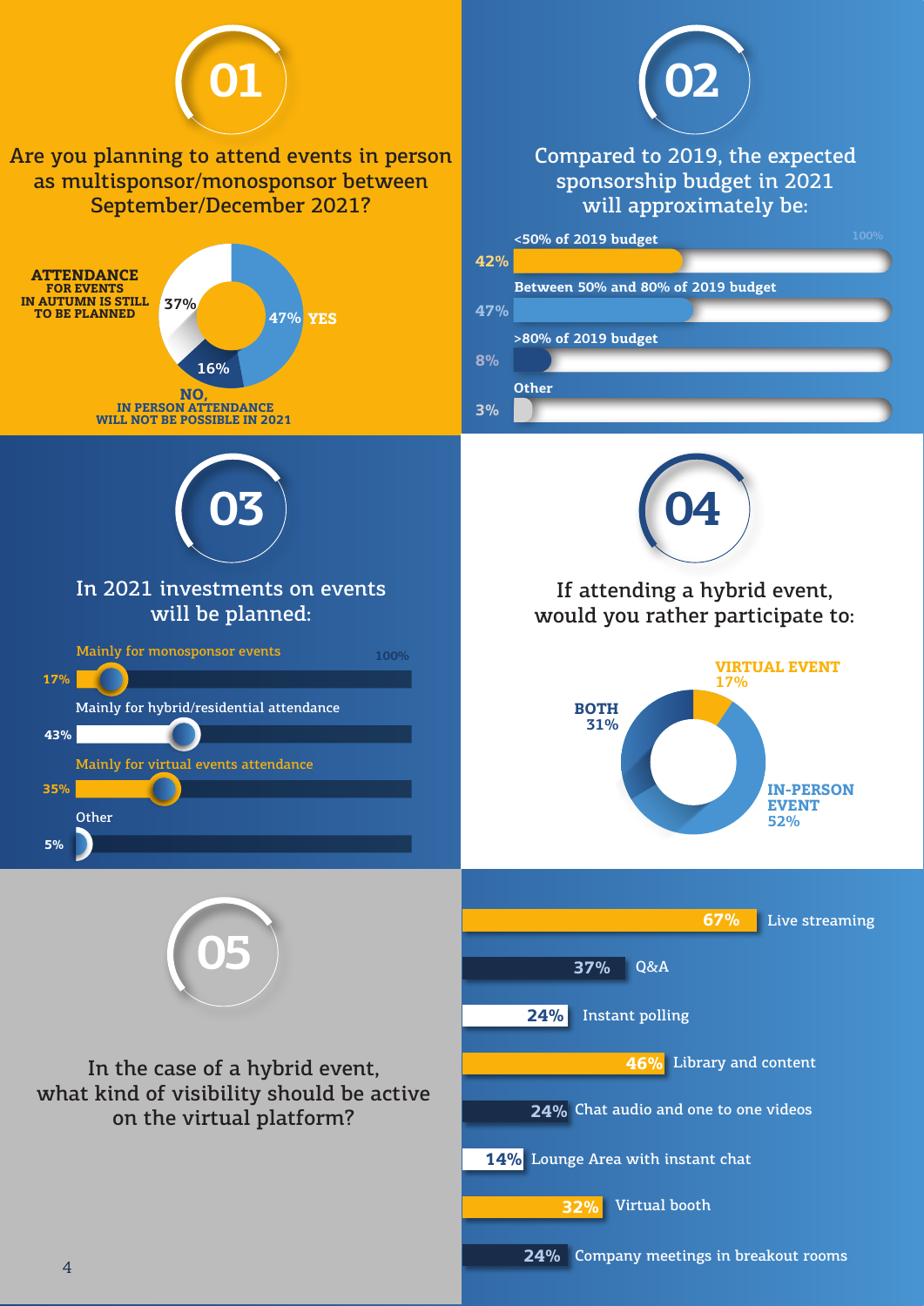## 01

### Are you planning to attend events in person as multisponsor/monosponsor between September/December 2021?

- **YES**: 47%
- **ATTENDANCE FOR EVENTS IN AUTUMN IS STILL TO BE PLANNED**: 37%
- **NO, IN PERSON ATTENDANCE WILL NOT BE POSSIBLE IN 2021**: 16%

## 02

### Compared to 2019, the expected sponsorship budget in 2021 will approximately be:

| Option | % |
|---|---|
| <50% of 2019 budget | 42% |
| Between 50% and 80% of 2019 budget | 47% |
| >80% of 2019 budget | 8% |
| Other | 3% |

## 03

### In 2021 investments on events will be planned:

| Option | % |
|---|---|
| Mainly for monosponsor events | 17% |
| Mainly for hybrid/residential attendance | 43% |
| Mainly for virtual events attendance | 35% |
| Other | 5% |

## 04

### If attending a hybrid event, would you rather participate to:

- **IN-PERSON EVENT**: 52%
- **BOTH**: 31%
- **VIRTUAL EVENT**: 17%

## 05

### In the case of a hybrid event, what kind of visibility should be active on the virtual platform?

| Option | % |
|---|---|
| Live streaming | 67% |
| Q&A | 37% |
| Instant polling | 24% |
| Library and content | 46% |
| Chat audio and one to one videos | 24% |
| Lounge Area with instant chat | 14% |
| Virtual booth | 32% |
| Company meetings in breakout rooms | 24% |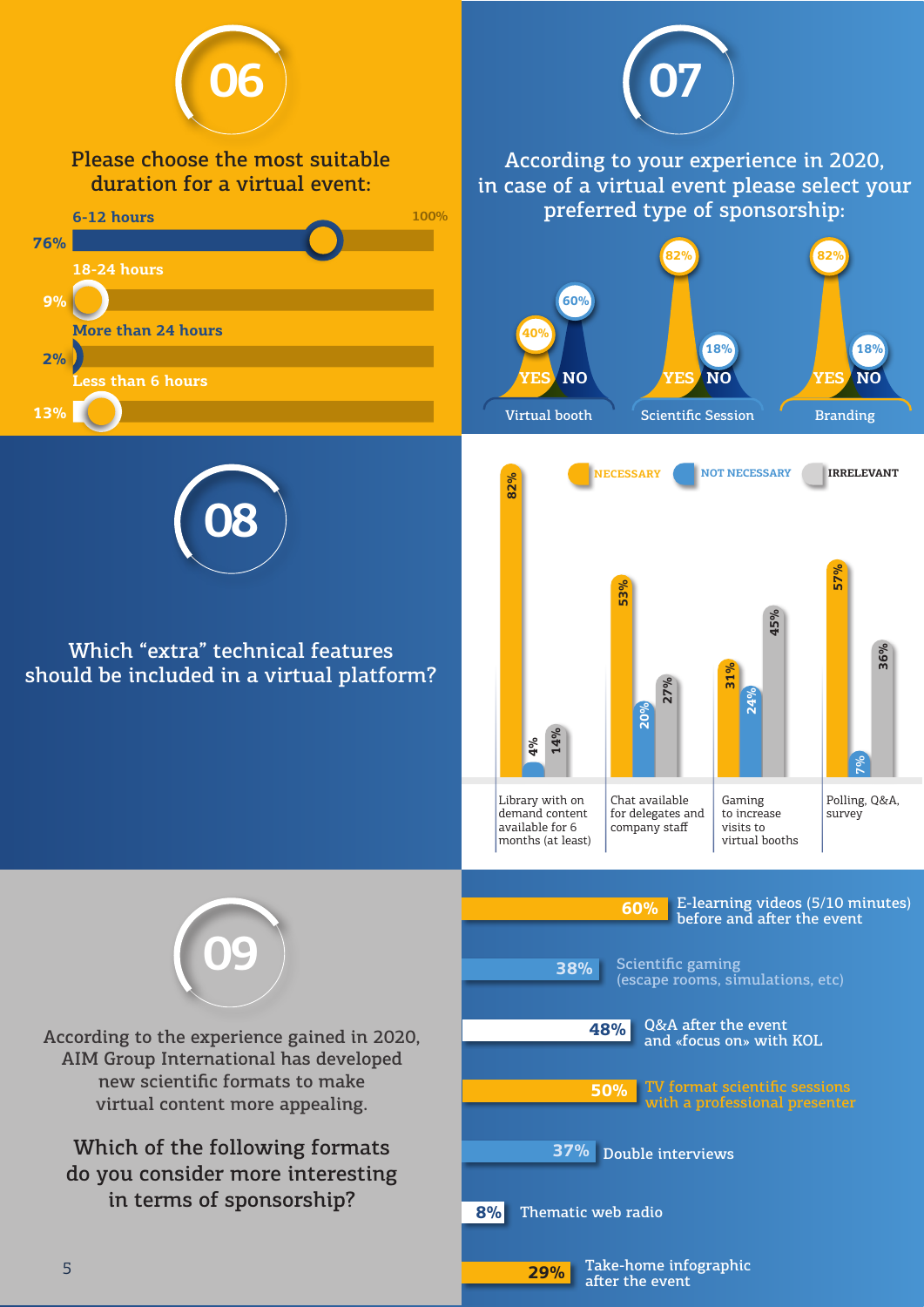## 06

Please choose the most suitable duration for a virtual event:

| Duration | % |
|---|---|
| 6-12 hours | 76% |
| 18-24 hours | 9% |
| More than 24 hours | 2% |
| Less than 6 hours | 13% |

## 07

According to your experience in 2020, in case of a virtual event please select your preferred type of sponsorship:

| Type | YES | NO |
|---|---|---|
| Virtual booth | 40% | 60% |
| Scientific Session | 82% | 18% |
| Branding | 82% | 18% |

## 08

Which "extra" technical features should be included in a virtual platform?

| Feature | NECESSARY | NOT NECESSARY | IRRELEVANT |
|---|---|---|---|
| Library with on demand content available for 6 months (at least) | 82% | 4% | 14% |
| Chat available for delegates and company staff | 53% | 20% | 27% |
| Gaming to increase visits to virtual booths | 31% | 24% | 45% |
| Polling, Q&A, survey | 57% | 7% | 36% |

## 09

According to the experience gained in 2020, AIM Group International has developed new scientific formats to make virtual content more appealing.

Which of the following formats do you consider more interesting in terms of sponsorship?

| Format | % |
|---|---|
| E-learning videos (5/10 minutes) before and after the event | 60% |
| Scientific gaming (escape rooms, simulations, etc) | 38% |
| Q&A after the event and «focus on» with KOL | 48% |
| TV format scientific sessions with a professional presenter | 50% |
| Double interviews | 37% |
| Thematic web radio | 8% |
| Take-home infographic after the event | 29% |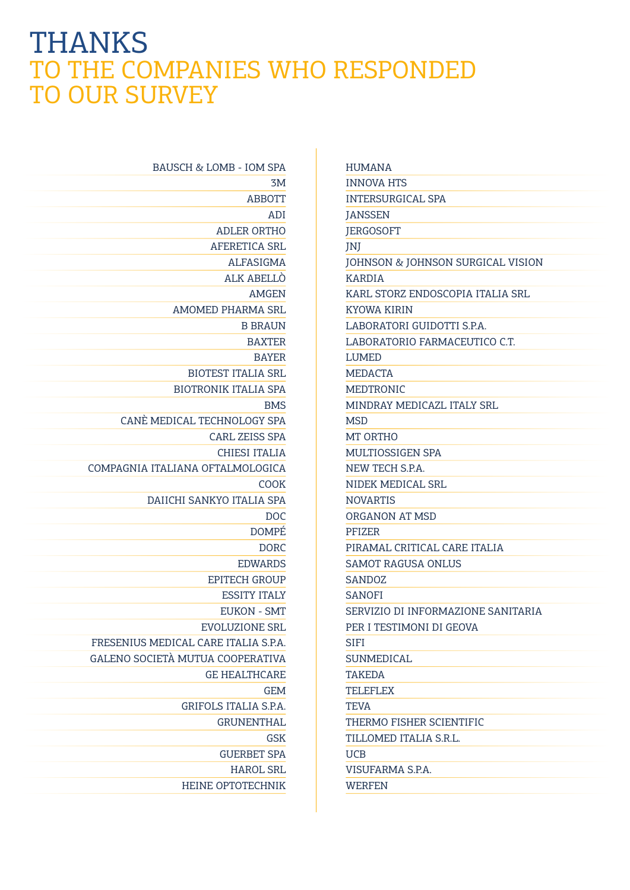# THANKS
## TO THE COMPANIES WHO RESPONDED TO OUR SURVEY

BAUSCH & LOMB - IOM SPA
3M
ABBOTT
ADI
ADLER ORTHO
AFERETICA SRL
ALFASIGMA
ALK ABELLÒ
AMGEN
AMOMED PHARMA SRL
B BRAUN
BAXTER
BAYER
BIOTEST ITALIA SRL
BIOTRONIK ITALIA SPA
BMS
CANÈ MEDICAL TECHNOLOGY SPA
CARL ZEISS SPA
CHIESI ITALIA
COMPAGNIA ITALIANA OFTALMOLOGICA
COOK
DAIICHI SANKYO ITALIA SPA
DOC
DOMPÉ
DORC
EDWARDS
EPITECH GROUP
ESSITY ITALY
EUKON - SMT
EVOLUZIONE SRL
FRESENIUS MEDICAL CARE ITALIA S.P.A.
GALENO SOCIETÀ MUTUA COOPERATIVA
GE HEALTHCARE
GEM
GRIFOLS ITALIA S.P.A.
GRUNENTHAL
GSK
GUERBET SPA
HAROL SRL
HEINE OPTOTECHNIK
HUMANA
INNOVA HTS
INTERSURGICAL SPA
JANSSEN
JERGOSOFT
JNJ
JOHNSON & JOHNSON SURGICAL VISION
KARDIA
KARL STORZ ENDOSCOPIA ITALIA SRL
KYOWA KIRIN
LABORATORI GUIDOTTI S.P.A.
LABORATORIO FARMACEUTICO C.T.
LUMED
MEDACTA
MEDTRONIC
MINDRAY MEDICAZL ITALY SRL
MSD
MT ORTHO
MULTIOSSIGEN SPA
NEW TECH S.P.A.
NIDEK MEDICAL SRL
NOVARTIS
ORGANON AT MSD
PFIZER
PIRAMAL CRITICAL CARE ITALIA
SAMOT RAGUSA ONLUS
SANDOZ
SANOFI
SERVIZIO DI INFORMAZIONE SANITARIA PER I TESTIMONI DI GEOVA
SIFI
SUNMEDICAL
TAKEDA
TELEFLEX
TEVA
THERMO FISHER SCIENTIFIC
TILLOMED ITALIA S.R.L.
UCB
VISUFARMA S.P.A.
WERFEN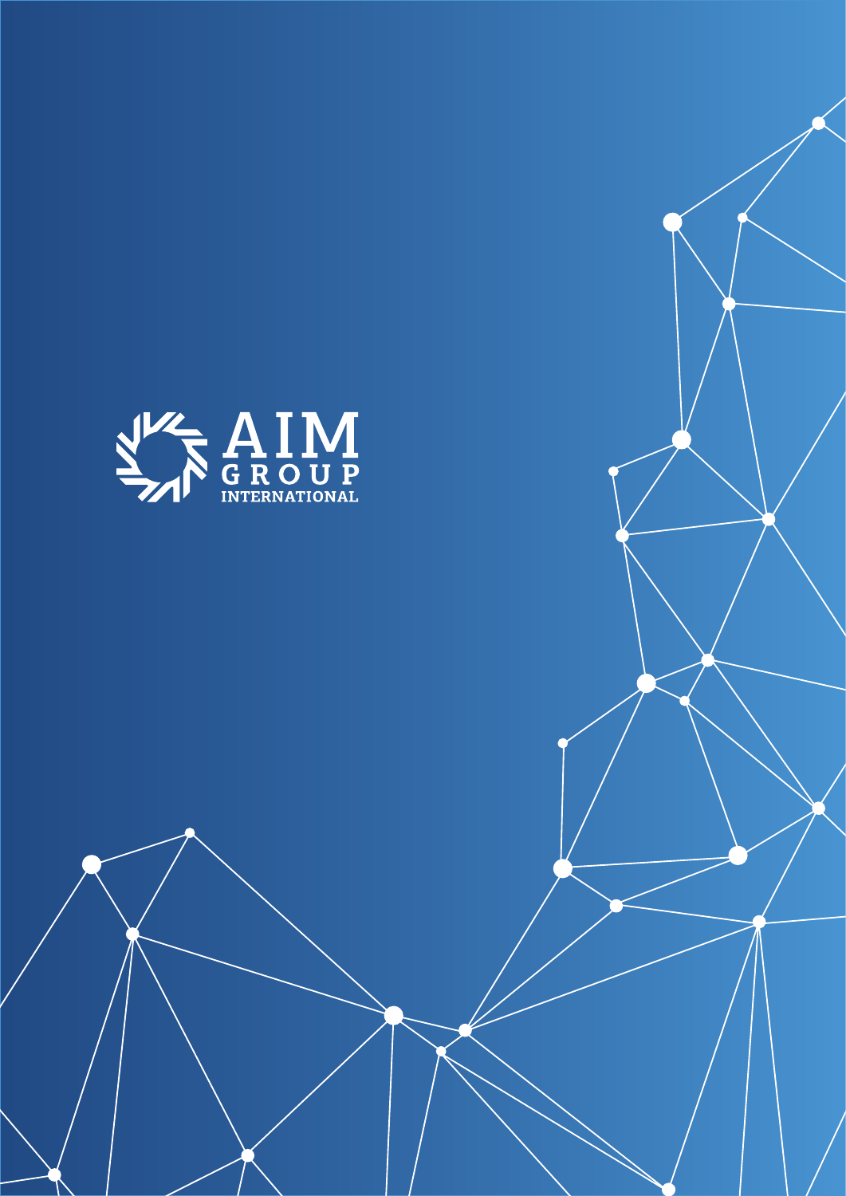AIM GROUP INTERNATIONAL